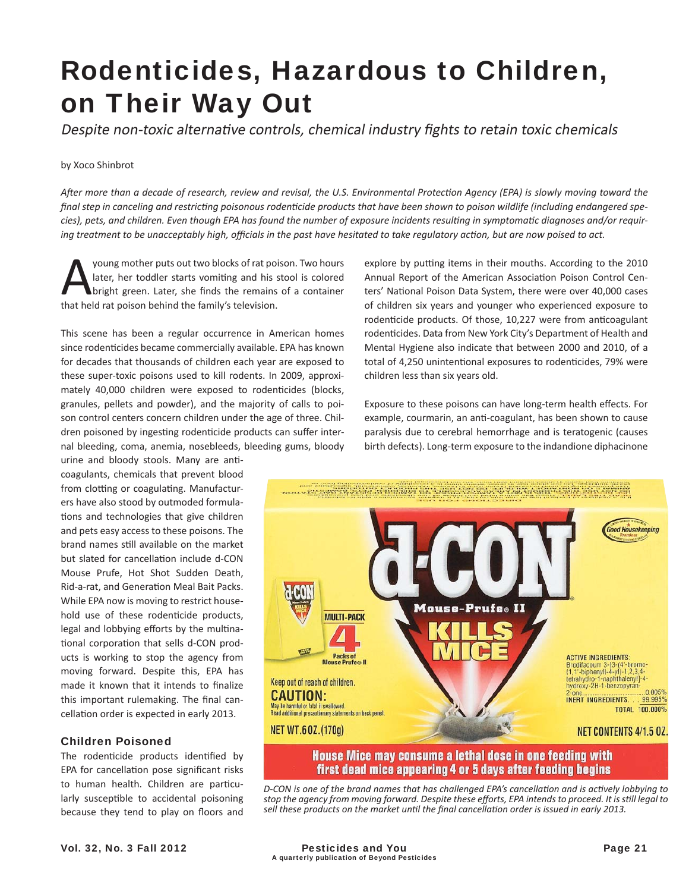# Rodenticides, Hazardous to Children, on Their Way Out

*Despite non-toxic alternative controls, chemical industry fights to retain toxic chemicals*

by Xoco Shinbrot

*After more than a decade of research, review and revision, the U.S. Environmental Protection Agency (EPA) is slowly moving toward the final step in canceling and restricting poisonous rodenticide products that have been shown to poison wildlife (including endangered species), pets, and children. Even though EPA has found the number of exposure incidents resulting in symptomatic diagnoses and/or requiring treatment to be unacceptably high, officials in the past have hesitated to take regulatory action, but are now poised to act.*

A young mother puts out two blocks of rat poison. Two hours later, her toddler starts vomiting and his stool is colored bright green. Later, she finds the remains of a container that held rat poison behind the family's television.

This scene has been a regular occurrence in American homes since rodenticides became commercially available. EPA has known for decades that thousands of children each year are exposed to these super-toxic poisons used to kill rodents. In 2009, approximately 40,000 children were exposed to rodenticides (blocks, granules, pellets and powder), and the majority of calls to poison control centers concern children under the age of three. Children poisoned by ingesting rodenticide products can suffer internal bleeding, coma, anemia, nosebleeds, bleeding gums, bloody urine and bloody stools. Many are anti-coagulants, chemicals that prevent blood from clotting or coagulating. Manufacturers have also stood by outmoded formulations and technologies that give children and pets easy access to these poisons. The brand names still available on the market but slated for cancellation include d-CON Mouse Prufe, Hot Shot Sudden Death, Rid-a-rat, and Generation Meal Bait Packs. While EPA now is moving to restrict household use of these rodenticide products, legal and lobbying efforts by the multinational corporation that sells d-CON products is working to stop the agency from moving forward. Despite this, EPA has made it known that it intends to finalize this important rulemaking. The final cancellation order is expected in early 2013.

### Children Poisoned

The rodenticide products identified by EPA for cancellation pose significant risks to human health. Children are particularly susceptible to accidental poisoning because they tend to play on floors and explore by putting items in their mouths. According to the 2010 Annual Report of the American Association Poison Control Centers' National Poison Data System, there were over 40,000 cases of children six years and younger who experienced exposure to rodenticide products. Of those, 10,227 were from anticoagulant rodenticides. Data from New York City's Department of Health and Mental Hygiene also indicate that between 2000 and 2010, of a total of 4,250 unintentional exposures to rodenticides, 79% were children less than six years old.

Exposure to these poisons can have long-term health effects. For example, courmarin, an anti-coagulant, has been shown to cause paralysis due to cerebral hemorrhage and is teratogenic (causes birth defects). Long-term exposure to the indandione diphacinone

*D-CON is one of the brand names that has challenged EPA's cancellation and is actively lobbying to stop the agency from moving forward. Despite these efforts, EPA intends to proceed. It is still legal to sell these products on the market until the final cancellation order is issued in early 2013.*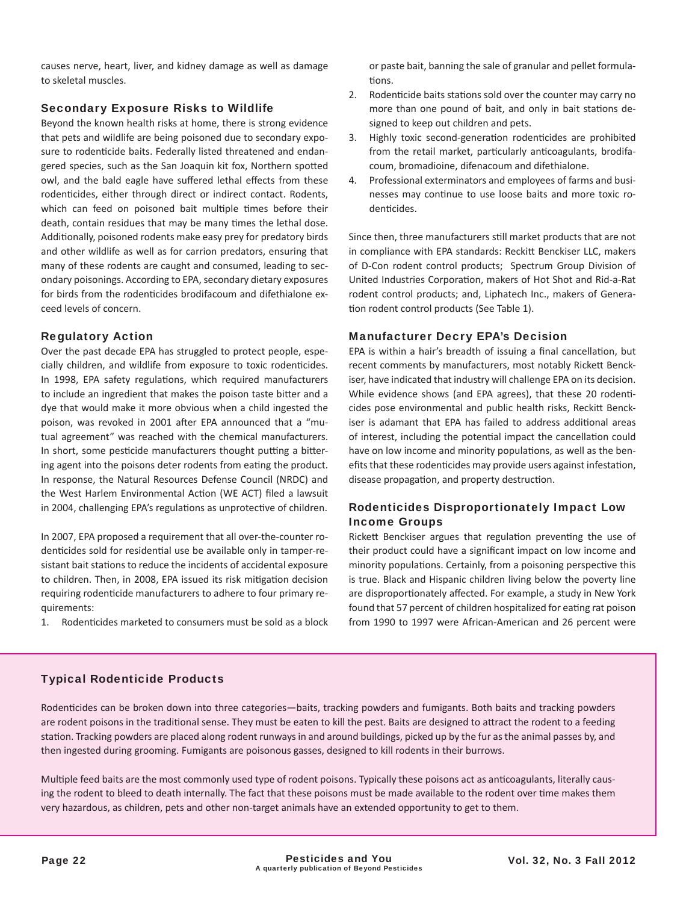causes nerve, heart, liver, and kidney damage as well as damage to skeletal muscles.

### Secondary Exposure Risks to Wildlife

Beyond the known health risks at home, there is strong evidence that pets and wildlife are being poisoned due to secondary exposure to rodenticide baits. Federally listed threatened and endangered species, such as the San Joaquin kit fox, Northern spotted owl, and the bald eagle have suffered lethal effects from these rodenticides, either through direct or indirect contact. Rodents, which can feed on poisoned bait multiple times before their death, contain residues that may be many times the lethal dose. Additionally, poisoned rodents make easy prey for predatory birds and other wildlife as well as for carrion predators, ensuring that many of these rodents are caught and consumed, leading to secondary poisonings. According to EPA, secondary dietary exposures for birds from the rodenticides brodifacoum and difethialone exceed levels of concern.

### Regulatory Action

Over the past decade EPA has struggled to protect people, especially children, and wildlife from exposure to toxic rodenticides. In 1998, EPA safety regulations, which required manufacturers to include an ingredient that makes the poison taste bitter and a dye that would make it more obvious when a child ingested the poison, was revoked in 2001 after EPA announced that a "mutual agreement" was reached with the chemical manufacturers. In short, some pesticide manufacturers thought putting a bittering agent into the poisons deter rodents from eating the product. In response, the Natural Resources Defense Council (NRDC) and the West Harlem Environmental Action (WE ACT) filed a lawsuit in 2004, challenging EPA's regulations as unprotective of children.

In 2007, EPA proposed a requirement that all over-the-counter rodenticides sold for residential use be available only in tamper-resistant bait stations to reduce the incidents of accidental exposure to children. Then, in 2008, EPA issued its risk mitigation decision requiring rodenticide manufacturers to adhere to four primary requirements:

1. Rodenticides marketed to consumers must be sold as a block or paste bait, banning the sale of granular and pellet formulations.
2. Rodenticide baits stations sold over the counter may carry no more than one pound of bait, and only in bait stations designed to keep out children and pets.
3. Highly toxic second-generation rodenticides are prohibited from the retail market, particularly anticoagulants, brodifacoum, bromadioine, difenacoum and difethialone.
4. Professional exterminators and employees of farms and businesses may continue to use loose baits and more toxic rodenticides.

Since then, three manufacturers still market products that are not in compliance with EPA standards: Reckitt Benckiser LLC, makers of D-Con rodent control products; Spectrum Group Division of United Industries Corporation, makers of Hot Shot and Rid-a-Rat rodent control products; and, Liphatech Inc., makers of Generation rodent control products (See Table 1).

### Manufacturer Decry EPA's Decision

EPA is within a hair's breadth of issuing a final cancellation, but recent comments by manufacturers, most notably Rickett Benckiser, have indicated that industry will challenge EPA on its decision. While evidence shows (and EPA agrees), that these 20 rodenticides pose environmental and public health risks, Reckitt Benckiser is adamant that EPA has failed to address additional areas of interest, including the potential impact the cancellation could have on low income and minority populations, as well as the benefits that these rodenticides may provide users against infestation, disease propagation, and property destruction.

### Rodenticides Disproportionately Impact Low Income Groups

Rickett Benckiser argues that regulation preventing the use of their product could have a significant impact on low income and minority populations. Certainly, from a poisoning perspective this is true. Black and Hispanic children living below the poverty line are disproportionately affected. For example, a study in New York found that 57 percent of children hospitalized for eating rat poison from 1990 to 1997 were African-American and 26 percent were

### Typical Rodenticide Products

Rodenticides can be broken down into three categories—baits, tracking powders and fumigants. Both baits and tracking powders are rodent poisons in the traditional sense. They must be eaten to kill the pest. Baits are designed to attract the rodent to a feeding station. Tracking powders are placed along rodent runways in and around buildings, picked up by the fur as the animal passes by, and then ingested during grooming. Fumigants are poisonous gasses, designed to kill rodents in their burrows.

Multiple feed baits are the most commonly used type of rodent poisons. Typically these poisons act as anticoagulants, literally causing the rodent to bleed to death internally. The fact that these poisons must be made available to the rodent over time makes them very hazardous, as children, pets and other non-target animals have an extended opportunity to get to them.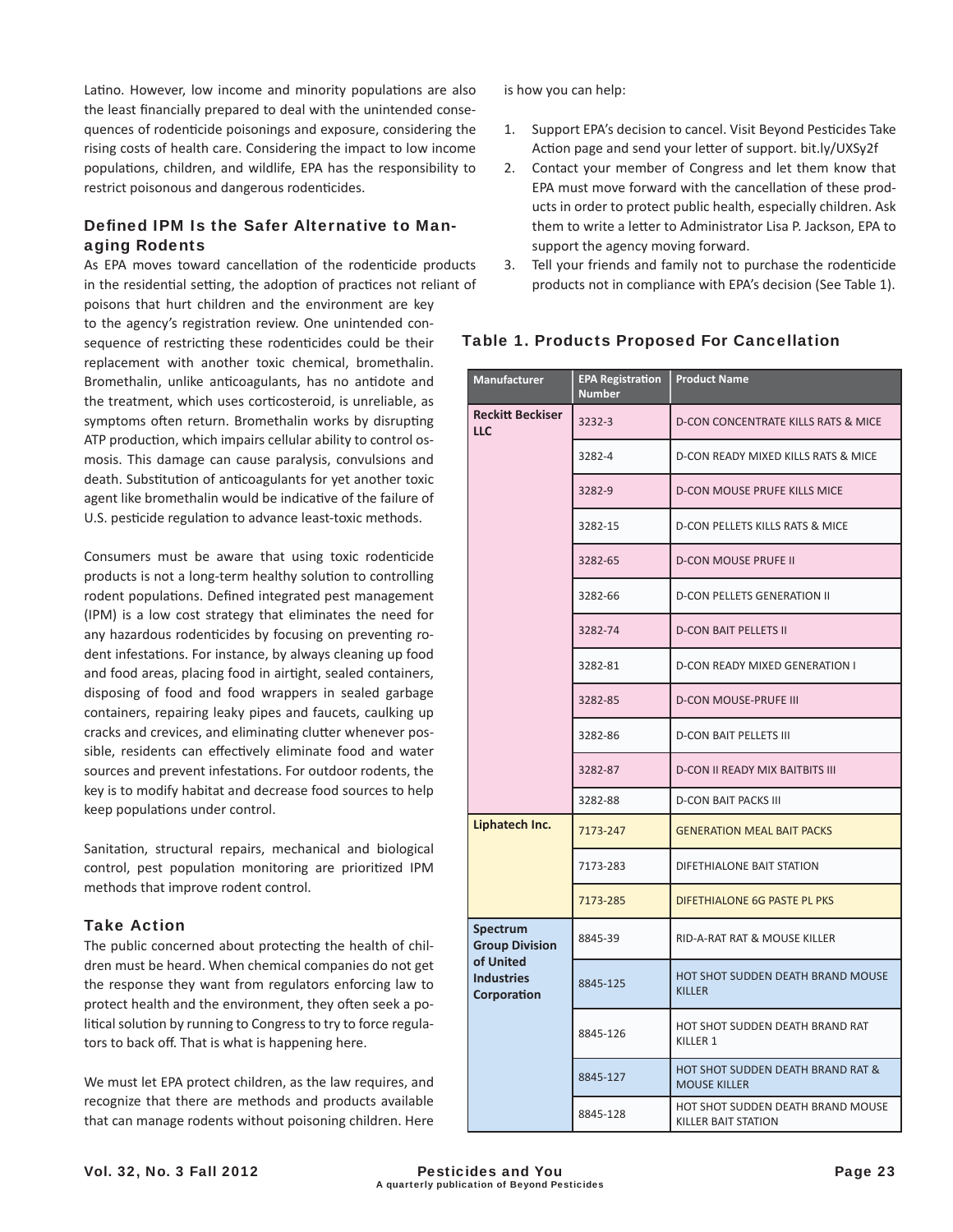Latino. However, low income and minority populations are also the least financially prepared to deal with the unintended consequences of rodenticide poisonings and exposure, considering the rising costs of health care. Considering the impact to low income populations, children, and wildlife, EPA has the responsibility to restrict poisonous and dangerous rodenticides.

## Defined IPM Is the Safer Alternative to Managing Rodents

As EPA moves toward cancellation of the rodenticide products in the residential setting, the adoption of practices not reliant of poisons that hurt children and the environment are key to the agency's registration review. One unintended consequence of restricting these rodenticides could be their replacement with another toxic chemical, bromethalin. Bromethalin, unlike anticoagulants, has no antidote and the treatment, which uses corticosteroid, is unreliable, as symptoms often return. Bromethalin works by disrupting ATP production, which impairs cellular ability to control osmosis. This damage can cause paralysis, convulsions and death. Substitution of anticoagulants for yet another toxic agent like bromethalin would be indicative of the failure of U.S. pesticide regulation to advance least-toxic methods.

Consumers must be aware that using toxic rodenticide products is not a long-term healthy solution to controlling rodent populations. Defined integrated pest management (IPM) is a low cost strategy that eliminates the need for any hazardous rodenticides by focusing on preventing rodent infestations. For instance, by always cleaning up food and food areas, placing food in airtight, sealed containers, disposing of food and food wrappers in sealed garbage containers, repairing leaky pipes and faucets, caulking up cracks and crevices, and eliminating clutter whenever possible, residents can effectively eliminate food and water sources and prevent infestations. For outdoor rodents, the key is to modify habitat and decrease food sources to help keep populations under control.

Sanitation, structural repairs, mechanical and biological control, pest population monitoring are prioritized IPM methods that improve rodent control.

## Take Action

The public concerned about protecting the health of children must be heard. When chemical companies do not get the response they want from regulators enforcing law to protect health and the environment, they often seek a political solution by running to Congress to try to force regulators to back off. That is what is happening here.

We must let EPA protect children, as the law requires, and recognize that there are methods and products available that can manage rodents without poisoning children. Here is how you can help:

1. Support EPA's decision to cancel. Visit Beyond Pesticides Take Action page and send your letter of support. bit.ly/UXSy2f
2. Contact your member of Congress and let them know that EPA must move forward with the cancellation of these products in order to protect public health, especially children. Ask them to write a letter to Administrator Lisa P. Jackson, EPA to support the agency moving forward.
3. Tell your friends and family not to purchase the rodenticide products not in compliance with EPA's decision (See Table 1).

## Table 1. Products Proposed For Cancellation

| Manufacturer | EPA Registration Number | Product Name |
|---|---|---|
| **Reckitt Beckiser LLC** | 3232-3 | D-CON CONCENTRATE KILLS RATS & MICE |
| | 3282-4 | D-CON READY MIXED KILLS RATS & MICE |
| | 3282-9 | D-CON MOUSE PRUFE KILLS MICE |
| | 3282-15 | D-CON PELLETS KILLS RATS & MICE |
| | 3282-65 | D-CON MOUSE PRUFE II |
| | 3282-66 | D-CON PELLETS GENERATION II |
| | 3282-74 | D-CON BAIT PELLETS II |
| | 3282-81 | D-CON READY MIXED GENERATION I |
| | 3282-85 | D-CON MOUSE-PRUFE III |
| | 3282-86 | D-CON BAIT PELLETS III |
| | 3282-87 | D-CON II READY MIX BAITBITS III |
| | 3282-88 | D-CON BAIT PACKS III |
| **Liphatech Inc.** | 7173-247 | GENERATION MEAL BAIT PACKS |
| | 7173-283 | DIFETHIALONE BAIT STATION |
| | 7173-285 | DIFETHIALONE 6G PASTE PL PKS |
| **Spectrum Group Division of United Industries Corporation** | 8845-39 | RID-A-RAT RAT & MOUSE KILLER |
| | 8845-125 | HOT SHOT SUDDEN DEATH BRAND MOUSE KILLER |
| | 8845-126 | HOT SHOT SUDDEN DEATH BRAND RAT KILLER 1 |
| | 8845-127 | HOT SHOT SUDDEN DEATH BRAND RAT & MOUSE KILLER |
| | 8845-128 | HOT SHOT SUDDEN DEATH BRAND MOUSE KILLER BAIT STATION |